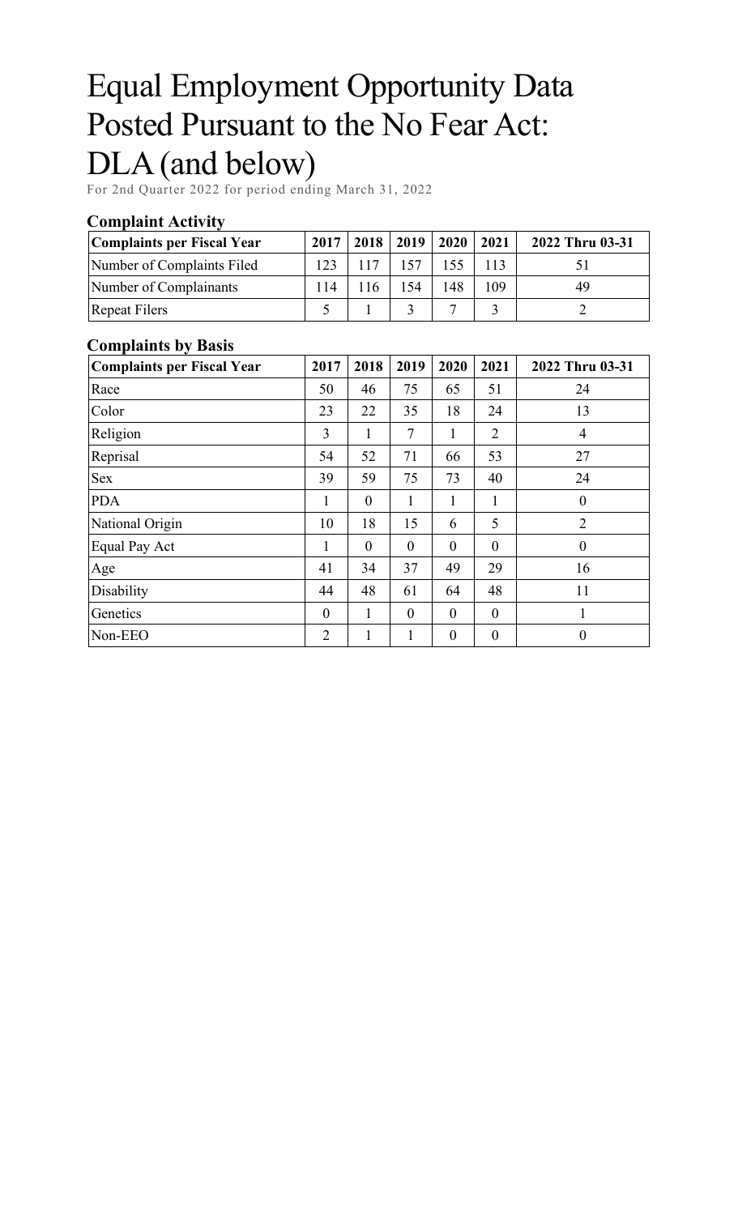# Equal Employment Opportunity Data Posted Pursuant to the No Fear Act: DLA (and below)

For 2nd Quarter 2022 for period ending March 31, 2022

### Complaint Activity

| Complaints per Fiscal Year | 2017 | 2018 | 2019 | 2020 | 2021 | 2022 Thru 03-31 |
|---|---|---|---|---|---|---|
| Number of Complaints Filed | 123 | 117 | 157 | 155 | 113 | 51 |
| Number of Complainants | 114 | 116 | 154 | 148 | 109 | 49 |
| Repeat Filers | 5 | 1 | 3 | 7 | 3 | 2 |

### Complaints by Basis

| Complaints per Fiscal Year | 2017 | 2018 | 2019 | 2020 | 2021 | 2022 Thru 03-31 |
|---|---|---|---|---|---|---|
| Race | 50 | 46 | 75 | 65 | 51 | 24 |
| Color | 23 | 22 | 35 | 18 | 24 | 13 |
| Religion | 3 | 1 | 7 | 1 | 2 | 4 |
| Reprisal | 54 | 52 | 71 | 66 | 53 | 27 |
| Sex | 39 | 59 | 75 | 73 | 40 | 24 |
| PDA | 1 | 0 | 1 | 1 | 1 | 0 |
| National Origin | 10 | 18 | 15 | 6 | 5 | 2 |
| Equal Pay Act | 1 | 0 | 0 | 0 | 0 | 0 |
| Age | 41 | 34 | 37 | 49 | 29 | 16 |
| Disability | 44 | 48 | 61 | 64 | 48 | 11 |
| Genetics | 0 | 1 | 0 | 0 | 0 | 1 |
| Non-EEO | 2 | 1 | 1 | 0 | 0 | 0 |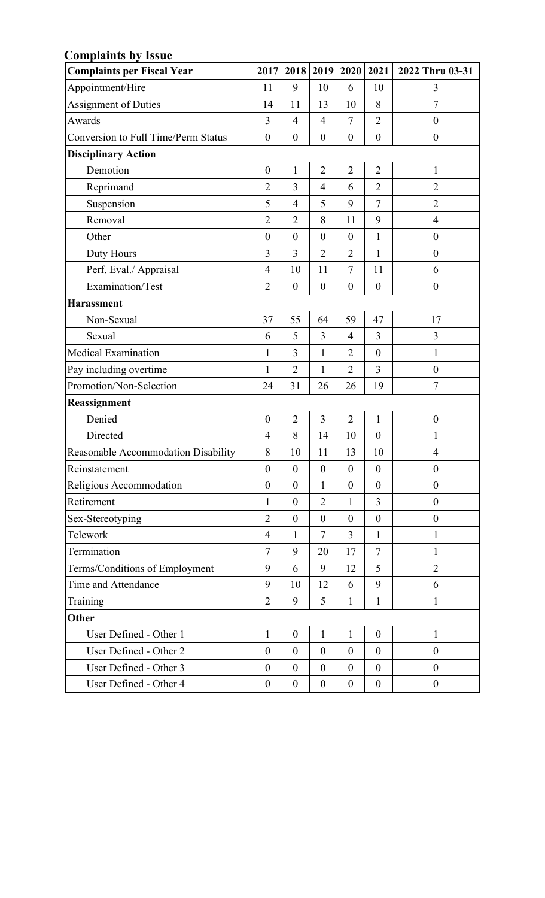## Complaints by Issue

| Complaints per Fiscal Year | 2017 | 2018 | 2019 | 2020 | 2021 | 2022 Thru 03-31 |
|---|---|---|---|---|---|---|
| Appointment/Hire | 11 | 9 | 10 | 6 | 10 | 3 |
| Assignment of Duties | 14 | 11 | 13 | 10 | 8 | 7 |
| Awards | 3 | 4 | 4 | 7 | 2 | 0 |
| Conversion to Full Time/Perm Status | 0 | 0 | 0 | 0 | 0 | 0 |
| **Disciplinary Action** | | | | | | |
| Demotion | 0 | 1 | 2 | 2 | 2 | 1 |
| Reprimand | 2 | 3 | 4 | 6 | 2 | 2 |
| Suspension | 5 | 4 | 5 | 9 | 7 | 2 |
| Removal | 2 | 2 | 8 | 11 | 9 | 4 |
| Other | 0 | 0 | 0 | 0 | 1 | 0 |
| Duty Hours | 3 | 3 | 2 | 2 | 1 | 0 |
| Perf. Eval./ Appraisal | 4 | 10 | 11 | 7 | 11 | 6 |
| Examination/Test | 2 | 0 | 0 | 0 | 0 | 0 |
| **Harassment** | | | | | | |
| Non-Sexual | 37 | 55 | 64 | 59 | 47 | 17 |
| Sexual | 6 | 5 | 3 | 4 | 3 | 3 |
| Medical Examination | 1 | 3 | 1 | 2 | 0 | 1 |
| Pay including overtime | 1 | 2 | 1 | 2 | 3 | 0 |
| Promotion/Non-Selection | 24 | 31 | 26 | 26 | 19 | 7 |
| **Reassignment** | | | | | | |
| Denied | 0 | 2 | 3 | 2 | 1 | 0 |
| Directed | 4 | 8 | 14 | 10 | 0 | 1 |
| Reasonable Accommodation Disability | 8 | 10 | 11 | 13 | 10 | 4 |
| Reinstatement | 0 | 0 | 0 | 0 | 0 | 0 |
| Religious Accommodation | 0 | 0 | 1 | 0 | 0 | 0 |
| Retirement | 1 | 0 | 2 | 1 | 3 | 0 |
| Sex-Stereotyping | 2 | 0 | 0 | 0 | 0 | 0 |
| Telework | 4 | 1 | 7 | 3 | 1 | 1 |
| Termination | 7 | 9 | 20 | 17 | 7 | 1 |
| Terms/Conditions of Employment | 9 | 6 | 9 | 12 | 5 | 2 |
| Time and Attendance | 9 | 10 | 12 | 6 | 9 | 6 |
| Training | 2 | 9 | 5 | 1 | 1 | 1 |
| **Other** | | | | | | |
| User Defined - Other 1 | 1 | 0 | 1 | 1 | 0 | 1 |
| User Defined - Other 2 | 0 | 0 | 0 | 0 | 0 | 0 |
| User Defined - Other 3 | 0 | 0 | 0 | 0 | 0 | 0 |
| User Defined - Other 4 | 0 | 0 | 0 | 0 | 0 | 0 |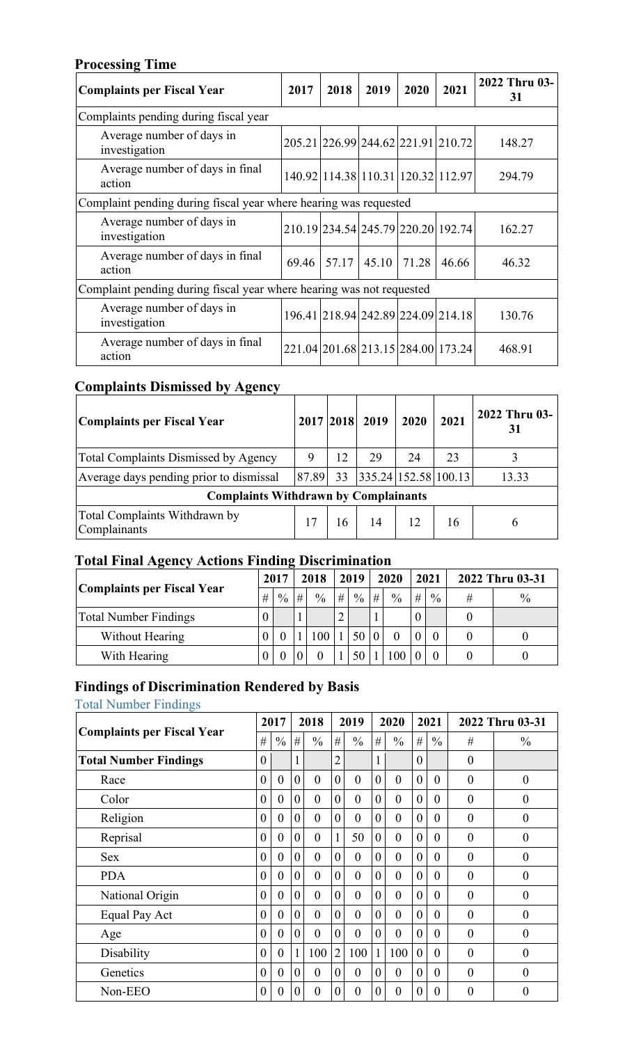## Processing Time

| Complaints per Fiscal Year | 2017 | 2018 | 2019 | 2020 | 2021 | 2022 Thru 03-31 |
|---|---|---|---|---|---|---|
| Complaints pending during fiscal year | | | | | | |
| Average number of days in investigation | 205.21 | 226.99 | 244.62 | 221.91 | 210.72 | 148.27 |
| Average number of days in final action | 140.92 | 114.38 | 110.31 | 120.32 | 112.97 | 294.79 |
| Complaint pending during fiscal year where hearing was requested | | | | | | |
| Average number of days in investigation | 210.19 | 234.54 | 245.79 | 220.20 | 192.74 | 162.27 |
| Average number of days in final action | 69.46 | 57.17 | 45.10 | 71.28 | 46.66 | 46.32 |
| Complaint pending during fiscal year where hearing was not requested | | | | | | |
| Average number of days in investigation | 196.41 | 218.94 | 242.89 | 224.09 | 214.18 | 130.76 |
| Average number of days in final action | 221.04 | 201.68 | 213.15 | 284.00 | 173.24 | 468.91 |

## Complaints Dismissed by Agency

| Complaints per Fiscal Year | 2017 | 2018 | 2019 | 2020 | 2021 | 2022 Thru 03-31 |
|---|---|---|---|---|---|---|
| Total Complaints Dismissed by Agency | 9 | 12 | 29 | 24 | 23 | 3 |
| Average days pending prior to dismissal | 87.89 | 33 | 335.24 | 152.58 | 100.13 | 13.33 |
| **Complaints Withdrawn by Complainants** | | | | | | |
| Total Complaints Withdrawn by Complainants | 17 | 16 | 14 | 12 | 16 | 6 |

## Total Final Agency Actions Finding Discrimination

| Complaints per Fiscal Year | 2017 | | 2018 | | 2019 | | 2020 | | 2021 | | 2022 Thru 03-31 | |
|---|---|---|---|---|---|---|---|---|---|---|---|---|
| | # | % | # | % | # | % | # | % | # | % | # | % |
| Total Number Findings | 0 | | 1 | | 2 | | 1 | | 0 | | 0 | |
| Without Hearing | 0 | 0 | 1 | 100 | 1 | 50 | 0 | 0 | 0 | 0 | 0 | 0 |
| With Hearing | 0 | 0 | 0 | 0 | 1 | 50 | 1 | 100 | 0 | 0 | 0 | 0 |

## Findings of Discrimination Rendered by Basis

Total Number Findings

| Complaints per Fiscal Year | 2017 | | 2018 | | 2019 | | 2020 | | 2021 | | 2022 Thru 03-31 | |
|---|---|---|---|---|---|---|---|---|---|---|---|---|
| | # | % | # | % | # | % | # | % | # | % | # | % |
| **Total Number Findings** | 0 | | 1 | | 2 | | 1 | | 0 | | 0 | |
| Race | 0 | 0 | 0 | 0 | 0 | 0 | 0 | 0 | 0 | 0 | 0 | 0 |
| Color | 0 | 0 | 0 | 0 | 0 | 0 | 0 | 0 | 0 | 0 | 0 | 0 |
| Religion | 0 | 0 | 0 | 0 | 0 | 0 | 0 | 0 | 0 | 0 | 0 | 0 |
| Reprisal | 0 | 0 | 0 | 0 | 1 | 50 | 0 | 0 | 0 | 0 | 0 | 0 |
| Sex | 0 | 0 | 0 | 0 | 0 | 0 | 0 | 0 | 0 | 0 | 0 | 0 |
| PDA | 0 | 0 | 0 | 0 | 0 | 0 | 0 | 0 | 0 | 0 | 0 | 0 |
| National Origin | 0 | 0 | 0 | 0 | 0 | 0 | 0 | 0 | 0 | 0 | 0 | 0 |
| Equal Pay Act | 0 | 0 | 0 | 0 | 0 | 0 | 0 | 0 | 0 | 0 | 0 | 0 |
| Age | 0 | 0 | 0 | 0 | 0 | 0 | 0 | 0 | 0 | 0 | 0 | 0 |
| Disability | 0 | 0 | 1 | 100 | 2 | 100 | 1 | 100 | 0 | 0 | 0 | 0 |
| Genetics | 0 | 0 | 0 | 0 | 0 | 0 | 0 | 0 | 0 | 0 | 0 | 0 |
| Non-EEO | 0 | 0 | 0 | 0 | 0 | 0 | 0 | 0 | 0 | 0 | 0 | 0 |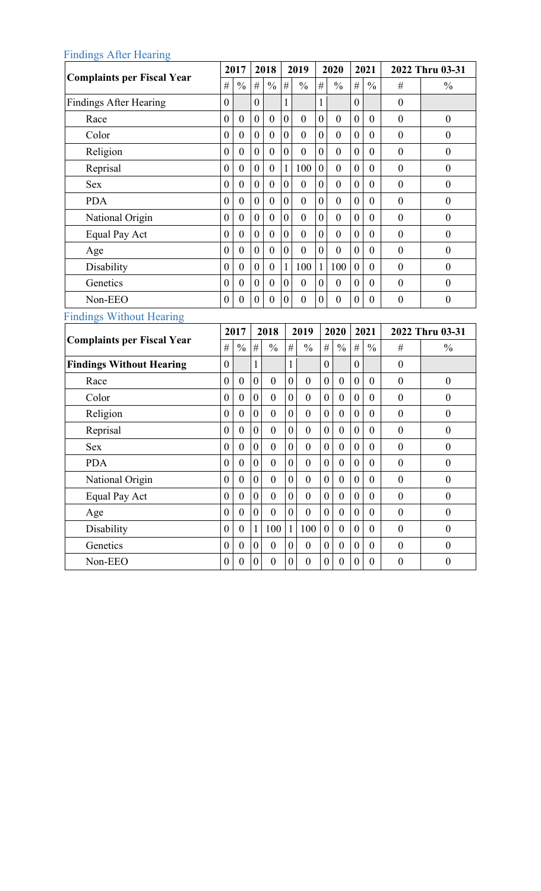## Findings After Hearing

| Complaints per Fiscal Year | 2017 | | 2018 | | 2019 | | 2020 | | 2021 | | 2022 Thru 03-31 | |
|---|---|---|---|---|---|---|---|---|---|---|---|---|
| | # | % | # | % | # | % | # | % | # | % | # | % |
| Findings After Hearing | 0 | | 0 | | 1 | | 1 | | 0 | | 0 | |
| Race | 0 | 0 | 0 | 0 | 0 | 0 | 0 | 0 | 0 | 0 | 0 | 0 |
| Color | 0 | 0 | 0 | 0 | 0 | 0 | 0 | 0 | 0 | 0 | 0 | 0 |
| Religion | 0 | 0 | 0 | 0 | 0 | 0 | 0 | 0 | 0 | 0 | 0 | 0 |
| Reprisal | 0 | 0 | 0 | 0 | 1 | 100 | 0 | 0 | 0 | 0 | 0 | 0 |
| Sex | 0 | 0 | 0 | 0 | 0 | 0 | 0 | 0 | 0 | 0 | 0 | 0 |
| PDA | 0 | 0 | 0 | 0 | 0 | 0 | 0 | 0 | 0 | 0 | 0 | 0 |
| National Origin | 0 | 0 | 0 | 0 | 0 | 0 | 0 | 0 | 0 | 0 | 0 | 0 |
| Equal Pay Act | 0 | 0 | 0 | 0 | 0 | 0 | 0 | 0 | 0 | 0 | 0 | 0 |
| Age | 0 | 0 | 0 | 0 | 0 | 0 | 0 | 0 | 0 | 0 | 0 | 0 |
| Disability | 0 | 0 | 0 | 0 | 1 | 100 | 1 | 100 | 0 | 0 | 0 | 0 |
| Genetics | 0 | 0 | 0 | 0 | 0 | 0 | 0 | 0 | 0 | 0 | 0 | 0 |
| Non-EEO | 0 | 0 | 0 | 0 | 0 | 0 | 0 | 0 | 0 | 0 | 0 | 0 |

## Findings Without Hearing

| Complaints per Fiscal Year | 2017 | | 2018 | | 2019 | | 2020 | | 2021 | | 2022 Thru 03-31 | |
|---|---|---|---|---|---|---|---|---|---|---|---|---|
| | # | % | # | % | # | % | # | % | # | % | # | % |
| **Findings Without Hearing** | 0 | | 1 | | 1 | | 0 | | 0 | | 0 | |
| Race | 0 | 0 | 0 | 0 | 0 | 0 | 0 | 0 | 0 | 0 | 0 | 0 |
| Color | 0 | 0 | 0 | 0 | 0 | 0 | 0 | 0 | 0 | 0 | 0 | 0 |
| Religion | 0 | 0 | 0 | 0 | 0 | 0 | 0 | 0 | 0 | 0 | 0 | 0 |
| Reprisal | 0 | 0 | 0 | 0 | 0 | 0 | 0 | 0 | 0 | 0 | 0 | 0 |
| Sex | 0 | 0 | 0 | 0 | 0 | 0 | 0 | 0 | 0 | 0 | 0 | 0 |
| PDA | 0 | 0 | 0 | 0 | 0 | 0 | 0 | 0 | 0 | 0 | 0 | 0 |
| National Origin | 0 | 0 | 0 | 0 | 0 | 0 | 0 | 0 | 0 | 0 | 0 | 0 |
| Equal Pay Act | 0 | 0 | 0 | 0 | 0 | 0 | 0 | 0 | 0 | 0 | 0 | 0 |
| Age | 0 | 0 | 0 | 0 | 0 | 0 | 0 | 0 | 0 | 0 | 0 | 0 |
| Disability | 0 | 0 | 1 | 100 | 1 | 100 | 0 | 0 | 0 | 0 | 0 | 0 |
| Genetics | 0 | 0 | 0 | 0 | 0 | 0 | 0 | 0 | 0 | 0 | 0 | 0 |
| Non-EEO | 0 | 0 | 0 | 0 | 0 | 0 | 0 | 0 | 0 | 0 | 0 | 0 |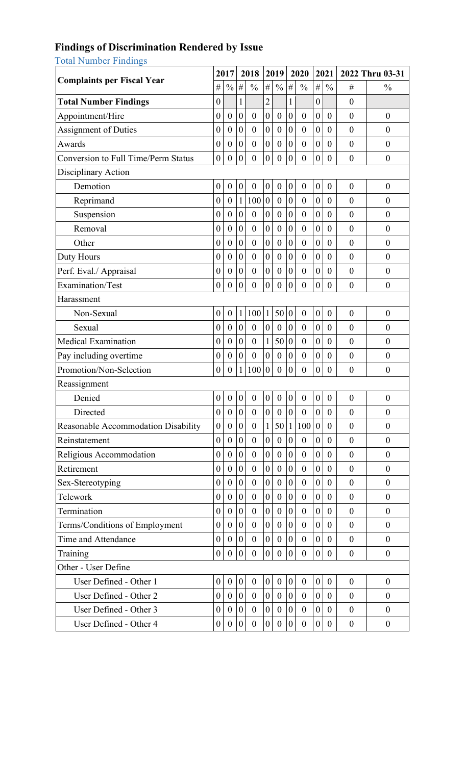## Findings of Discrimination Rendered by Issue

Total Number Findings

| Complaints per Fiscal Year | 2017 | | 2018 | | 2019 | | 2020 | | 2021 | | 2022 Thru 03-31 | |
|---|---|---|---|---|---|---|---|---|---|---|---|---|
| | # | % | # | % | # | % | # | % | # | % | # | % |
| **Total Number Findings** | 0 | | 1 | | 2 | | 1 | | 0 | | 0 | |
| Appointment/Hire | 0 | 0 | 0 | 0 | 0 | 0 | 0 | 0 | 0 | 0 | 0 | 0 |
| Assignment of Duties | 0 | 0 | 0 | 0 | 0 | 0 | 0 | 0 | 0 | 0 | 0 | 0 |
| Awards | 0 | 0 | 0 | 0 | 0 | 0 | 0 | 0 | 0 | 0 | 0 | 0 |
| Conversion to Full Time/Perm Status | 0 | 0 | 0 | 0 | 0 | 0 | 0 | 0 | 0 | 0 | 0 | 0 |
| Disciplinary Action | | | | | | | | | | | | |
| Demotion | 0 | 0 | 0 | 0 | 0 | 0 | 0 | 0 | 0 | 0 | 0 | 0 |
| Reprimand | 0 | 0 | 1 | 100 | 0 | 0 | 0 | 0 | 0 | 0 | 0 | 0 |
| Suspension | 0 | 0 | 0 | 0 | 0 | 0 | 0 | 0 | 0 | 0 | 0 | 0 |
| Removal | 0 | 0 | 0 | 0 | 0 | 0 | 0 | 0 | 0 | 0 | 0 | 0 |
| Other | 0 | 0 | 0 | 0 | 0 | 0 | 0 | 0 | 0 | 0 | 0 | 0 |
| Duty Hours | 0 | 0 | 0 | 0 | 0 | 0 | 0 | 0 | 0 | 0 | 0 | 0 |
| Perf. Eval./ Appraisal | 0 | 0 | 0 | 0 | 0 | 0 | 0 | 0 | 0 | 0 | 0 | 0 |
| Examination/Test | 0 | 0 | 0 | 0 | 0 | 0 | 0 | 0 | 0 | 0 | 0 | 0 |
| Harassment | | | | | | | | | | | | |
| Non-Sexual | 0 | 0 | 1 | 100 | 1 | 50 | 0 | 0 | 0 | 0 | 0 | 0 |
| Sexual | 0 | 0 | 0 | 0 | 0 | 0 | 0 | 0 | 0 | 0 | 0 | 0 |
| Medical Examination | 0 | 0 | 0 | 0 | 1 | 50 | 0 | 0 | 0 | 0 | 0 | 0 |
| Pay including overtime | 0 | 0 | 0 | 0 | 0 | 0 | 0 | 0 | 0 | 0 | 0 | 0 |
| Promotion/Non-Selection | 0 | 0 | 1 | 100 | 0 | 0 | 0 | 0 | 0 | 0 | 0 | 0 |
| Reassignment | | | | | | | | | | | | |
| Denied | 0 | 0 | 0 | 0 | 0 | 0 | 0 | 0 | 0 | 0 | 0 | 0 |
| Directed | 0 | 0 | 0 | 0 | 0 | 0 | 0 | 0 | 0 | 0 | 0 | 0 |
| Reasonable Accommodation Disability | 0 | 0 | 0 | 0 | 1 | 50 | 1 | 100 | 0 | 0 | 0 | 0 |
| Reinstatement | 0 | 0 | 0 | 0 | 0 | 0 | 0 | 0 | 0 | 0 | 0 | 0 |
| Religious Accommodation | 0 | 0 | 0 | 0 | 0 | 0 | 0 | 0 | 0 | 0 | 0 | 0 |
| Retirement | 0 | 0 | 0 | 0 | 0 | 0 | 0 | 0 | 0 | 0 | 0 | 0 |
| Sex-Stereotyping | 0 | 0 | 0 | 0 | 0 | 0 | 0 | 0 | 0 | 0 | 0 | 0 |
| Telework | 0 | 0 | 0 | 0 | 0 | 0 | 0 | 0 | 0 | 0 | 0 | 0 |
| Termination | 0 | 0 | 0 | 0 | 0 | 0 | 0 | 0 | 0 | 0 | 0 | 0 |
| Terms/Conditions of Employment | 0 | 0 | 0 | 0 | 0 | 0 | 0 | 0 | 0 | 0 | 0 | 0 |
| Time and Attendance | 0 | 0 | 0 | 0 | 0 | 0 | 0 | 0 | 0 | 0 | 0 | 0 |
| Training | 0 | 0 | 0 | 0 | 0 | 0 | 0 | 0 | 0 | 0 | 0 | 0 |
| Other - User Define | | | | | | | | | | | | |
| User Defined - Other 1 | 0 | 0 | 0 | 0 | 0 | 0 | 0 | 0 | 0 | 0 | 0 | 0 |
| User Defined - Other 2 | 0 | 0 | 0 | 0 | 0 | 0 | 0 | 0 | 0 | 0 | 0 | 0 |
| User Defined - Other 3 | 0 | 0 | 0 | 0 | 0 | 0 | 0 | 0 | 0 | 0 | 0 | 0 |
| User Defined - Other 4 | 0 | 0 | 0 | 0 | 0 | 0 | 0 | 0 | 0 | 0 | 0 | 0 |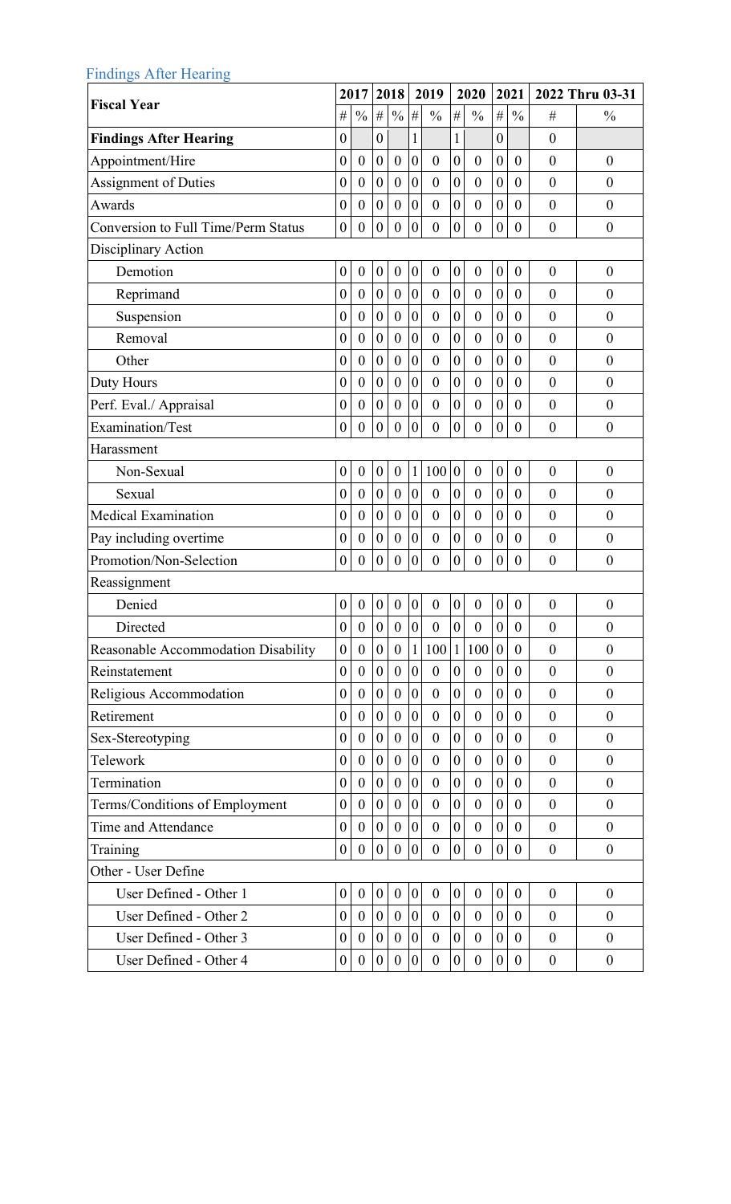## Findings After Hearing

| Fiscal Year | 2017 | | 2018 | | 2019 | | 2020 | | 2021 | | 2022 Thru 03-31 | |
|---|---|---|---|---|---|---|---|---|---|---|---|---|
| | # | % | # | % | # | % | # | % | # | % | # | % |
| **Findings After Hearing** | 0 | | 0 | | 1 | | 1 | | 0 | | 0 | |
| Appointment/Hire | 0 | 0 | 0 | 0 | 0 | 0 | 0 | 0 | 0 | 0 | 0 | 0 |
| Assignment of Duties | 0 | 0 | 0 | 0 | 0 | 0 | 0 | 0 | 0 | 0 | 0 | 0 |
| Awards | 0 | 0 | 0 | 0 | 0 | 0 | 0 | 0 | 0 | 0 | 0 | 0 |
| Conversion to Full Time/Perm Status | 0 | 0 | 0 | 0 | 0 | 0 | 0 | 0 | 0 | 0 | 0 | 0 |
| Disciplinary Action | | | | | | | | | | | | |
| Demotion | 0 | 0 | 0 | 0 | 0 | 0 | 0 | 0 | 0 | 0 | 0 | 0 |
| Reprimand | 0 | 0 | 0 | 0 | 0 | 0 | 0 | 0 | 0 | 0 | 0 | 0 |
| Suspension | 0 | 0 | 0 | 0 | 0 | 0 | 0 | 0 | 0 | 0 | 0 | 0 |
| Removal | 0 | 0 | 0 | 0 | 0 | 0 | 0 | 0 | 0 | 0 | 0 | 0 |
| Other | 0 | 0 | 0 | 0 | 0 | 0 | 0 | 0 | 0 | 0 | 0 | 0 |
| Duty Hours | 0 | 0 | 0 | 0 | 0 | 0 | 0 | 0 | 0 | 0 | 0 | 0 |
| Perf. Eval./ Appraisal | 0 | 0 | 0 | 0 | 0 | 0 | 0 | 0 | 0 | 0 | 0 | 0 |
| Examination/Test | 0 | 0 | 0 | 0 | 0 | 0 | 0 | 0 | 0 | 0 | 0 | 0 |
| Harassment | | | | | | | | | | | | |
| Non-Sexual | 0 | 0 | 0 | 0 | 1 | 100 | 0 | 0 | 0 | 0 | 0 | 0 |
| Sexual | 0 | 0 | 0 | 0 | 0 | 0 | 0 | 0 | 0 | 0 | 0 | 0 |
| Medical Examination | 0 | 0 | 0 | 0 | 0 | 0 | 0 | 0 | 0 | 0 | 0 | 0 |
| Pay including overtime | 0 | 0 | 0 | 0 | 0 | 0 | 0 | 0 | 0 | 0 | 0 | 0 |
| Promotion/Non-Selection | 0 | 0 | 0 | 0 | 0 | 0 | 0 | 0 | 0 | 0 | 0 | 0 |
| Reassignment | | | | | | | | | | | | |
| Denied | 0 | 0 | 0 | 0 | 0 | 0 | 0 | 0 | 0 | 0 | 0 | 0 |
| Directed | 0 | 0 | 0 | 0 | 0 | 0 | 0 | 0 | 0 | 0 | 0 | 0 |
| Reasonable Accommodation Disability | 0 | 0 | 0 | 0 | 1 | 100 | 1 | 100 | 0 | 0 | 0 | 0 |
| Reinstatement | 0 | 0 | 0 | 0 | 0 | 0 | 0 | 0 | 0 | 0 | 0 | 0 |
| Religious Accommodation | 0 | 0 | 0 | 0 | 0 | 0 | 0 | 0 | 0 | 0 | 0 | 0 |
| Retirement | 0 | 0 | 0 | 0 | 0 | 0 | 0 | 0 | 0 | 0 | 0 | 0 |
| Sex-Stereotyping | 0 | 0 | 0 | 0 | 0 | 0 | 0 | 0 | 0 | 0 | 0 | 0 |
| Telework | 0 | 0 | 0 | 0 | 0 | 0 | 0 | 0 | 0 | 0 | 0 | 0 |
| Termination | 0 | 0 | 0 | 0 | 0 | 0 | 0 | 0 | 0 | 0 | 0 | 0 |
| Terms/Conditions of Employment | 0 | 0 | 0 | 0 | 0 | 0 | 0 | 0 | 0 | 0 | 0 | 0 |
| Time and Attendance | 0 | 0 | 0 | 0 | 0 | 0 | 0 | 0 | 0 | 0 | 0 | 0 |
| Training | 0 | 0 | 0 | 0 | 0 | 0 | 0 | 0 | 0 | 0 | 0 | 0 |
| Other - User Define | | | | | | | | | | | | |
| User Defined - Other 1 | 0 | 0 | 0 | 0 | 0 | 0 | 0 | 0 | 0 | 0 | 0 | 0 |
| User Defined - Other 2 | 0 | 0 | 0 | 0 | 0 | 0 | 0 | 0 | 0 | 0 | 0 | 0 |
| User Defined - Other 3 | 0 | 0 | 0 | 0 | 0 | 0 | 0 | 0 | 0 | 0 | 0 | 0 |
| User Defined - Other 4 | 0 | 0 | 0 | 0 | 0 | 0 | 0 | 0 | 0 | 0 | 0 | 0 |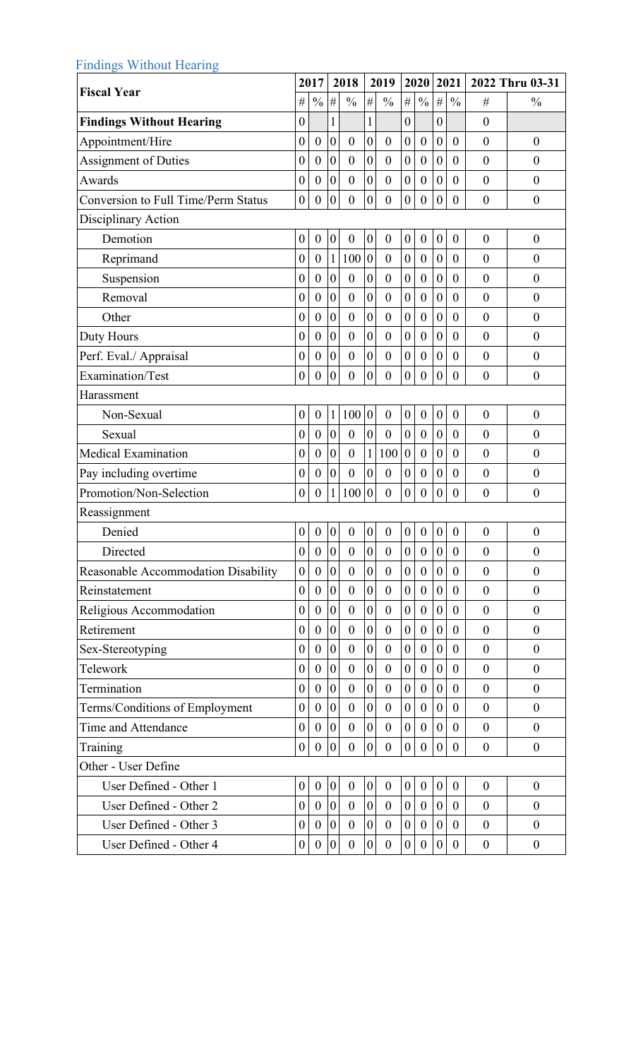## Findings Without Hearing

| Fiscal Year | 2017 | | 2018 | | 2019 | | 2020 | | 2021 | | 2022 Thru 03-31 | |
|---|---|---|---|---|---|---|---|---|---|---|---|---|
| | # | % | # | % | # | % | # | % | # | % | # | % |
| **Findings Without Hearing** | 0 | | 1 | | 1 | | 0 | | 0 | | 0 | |
| Appointment/Hire | 0 | 0 | 0 | 0 | 0 | 0 | 0 | 0 | 0 | 0 | 0 | 0 |
| Assignment of Duties | 0 | 0 | 0 | 0 | 0 | 0 | 0 | 0 | 0 | 0 | 0 | 0 |
| Awards | 0 | 0 | 0 | 0 | 0 | 0 | 0 | 0 | 0 | 0 | 0 | 0 |
| Conversion to Full Time/Perm Status | 0 | 0 | 0 | 0 | 0 | 0 | 0 | 0 | 0 | 0 | 0 | 0 |
| Disciplinary Action | | | | | | | | | | | | |
| Demotion | 0 | 0 | 0 | 0 | 0 | 0 | 0 | 0 | 0 | 0 | 0 | 0 |
| Reprimand | 0 | 0 | 1 | 100 | 0 | 0 | 0 | 0 | 0 | 0 | 0 | 0 |
| Suspension | 0 | 0 | 0 | 0 | 0 | 0 | 0 | 0 | 0 | 0 | 0 | 0 |
| Removal | 0 | 0 | 0 | 0 | 0 | 0 | 0 | 0 | 0 | 0 | 0 | 0 |
| Other | 0 | 0 | 0 | 0 | 0 | 0 | 0 | 0 | 0 | 0 | 0 | 0 |
| Duty Hours | 0 | 0 | 0 | 0 | 0 | 0 | 0 | 0 | 0 | 0 | 0 | 0 |
| Perf. Eval./ Appraisal | 0 | 0 | 0 | 0 | 0 | 0 | 0 | 0 | 0 | 0 | 0 | 0 |
| Examination/Test | 0 | 0 | 0 | 0 | 0 | 0 | 0 | 0 | 0 | 0 | 0 | 0 |
| Harassment | | | | | | | | | | | | |
| Non-Sexual | 0 | 0 | 1 | 100 | 0 | 0 | 0 | 0 | 0 | 0 | 0 | 0 |
| Sexual | 0 | 0 | 0 | 0 | 0 | 0 | 0 | 0 | 0 | 0 | 0 | 0 |
| Medical Examination | 0 | 0 | 0 | 0 | 1 | 100 | 0 | 0 | 0 | 0 | 0 | 0 |
| Pay including overtime | 0 | 0 | 0 | 0 | 0 | 0 | 0 | 0 | 0 | 0 | 0 | 0 |
| Promotion/Non-Selection | 0 | 0 | 1 | 100 | 0 | 0 | 0 | 0 | 0 | 0 | 0 | 0 |
| Reassignment | | | | | | | | | | | | |
| Denied | 0 | 0 | 0 | 0 | 0 | 0 | 0 | 0 | 0 | 0 | 0 | 0 |
| Directed | 0 | 0 | 0 | 0 | 0 | 0 | 0 | 0 | 0 | 0 | 0 | 0 |
| Reasonable Accommodation Disability | 0 | 0 | 0 | 0 | 0 | 0 | 0 | 0 | 0 | 0 | 0 | 0 |
| Reinstatement | 0 | 0 | 0 | 0 | 0 | 0 | 0 | 0 | 0 | 0 | 0 | 0 |
| Religious Accommodation | 0 | 0 | 0 | 0 | 0 | 0 | 0 | 0 | 0 | 0 | 0 | 0 |
| Retirement | 0 | 0 | 0 | 0 | 0 | 0 | 0 | 0 | 0 | 0 | 0 | 0 |
| Sex-Stereotyping | 0 | 0 | 0 | 0 | 0 | 0 | 0 | 0 | 0 | 0 | 0 | 0 |
| Telework | 0 | 0 | 0 | 0 | 0 | 0 | 0 | 0 | 0 | 0 | 0 | 0 |
| Termination | 0 | 0 | 0 | 0 | 0 | 0 | 0 | 0 | 0 | 0 | 0 | 0 |
| Terms/Conditions of Employment | 0 | 0 | 0 | 0 | 0 | 0 | 0 | 0 | 0 | 0 | 0 | 0 |
| Time and Attendance | 0 | 0 | 0 | 0 | 0 | 0 | 0 | 0 | 0 | 0 | 0 | 0 |
| Training | 0 | 0 | 0 | 0 | 0 | 0 | 0 | 0 | 0 | 0 | 0 | 0 |
| Other - User Define | | | | | | | | | | | | |
| User Defined - Other 1 | 0 | 0 | 0 | 0 | 0 | 0 | 0 | 0 | 0 | 0 | 0 | 0 |
| User Defined - Other 2 | 0 | 0 | 0 | 0 | 0 | 0 | 0 | 0 | 0 | 0 | 0 | 0 |
| User Defined - Other 3 | 0 | 0 | 0 | 0 | 0 | 0 | 0 | 0 | 0 | 0 | 0 | 0 |
| User Defined - Other 4 | 0 | 0 | 0 | 0 | 0 | 0 | 0 | 0 | 0 | 0 | 0 | 0 |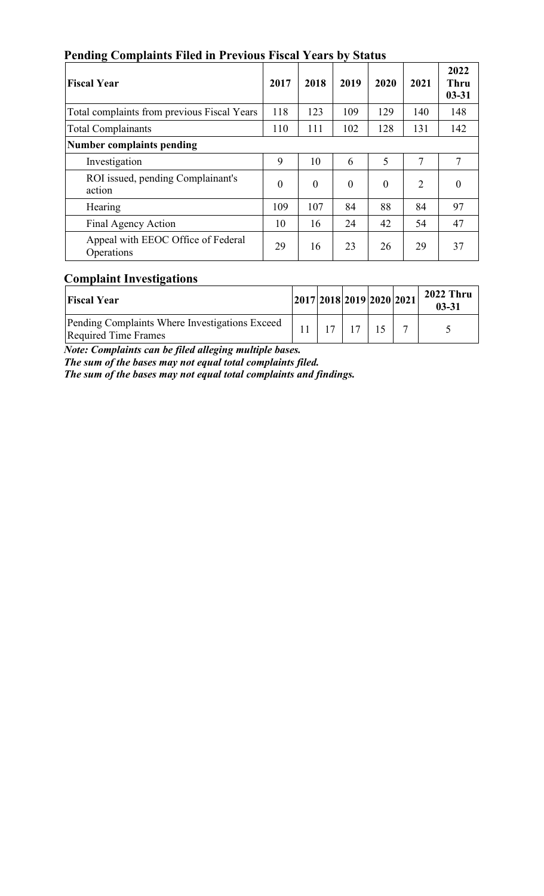## Pending Complaints Filed in Previous Fiscal Years by Status

| Fiscal Year | 2017 | 2018 | 2019 | 2020 | 2021 | 2022 Thru 03-31 |
|---|---|---|---|---|---|---|
| Total complaints from previous Fiscal Years | 118 | 123 | 109 | 129 | 140 | 148 |
| Total Complainants | 110 | 111 | 102 | 128 | 131 | 142 |
| **Number complaints pending** | | | | | | |
| Investigation | 9 | 10 | 6 | 5 | 7 | 7 |
| ROI issued, pending Complainant's action | 0 | 0 | 0 | 0 | 2 | 0 |
| Hearing | 109 | 107 | 84 | 88 | 84 | 97 |
| Final Agency Action | 10 | 16 | 24 | 42 | 54 | 47 |
| Appeal with EEOC Office of Federal Operations | 29 | 16 | 23 | 26 | 29 | 37 |

## Complaint Investigations

| Fiscal Year | 2017 | 2018 | 2019 | 2020 | 2021 | 2022 Thru 03-31 |
|---|---|---|---|---|---|---|
| Pending Complaints Where Investigations Exceed Required Time Frames | 11 | 17 | 17 | 15 | 7 | 5 |

***Note: Complaints can be filed alleging multiple bases.***

***The sum of the bases may not equal total complaints filed.***

***The sum of the bases may not equal total complaints and findings.***